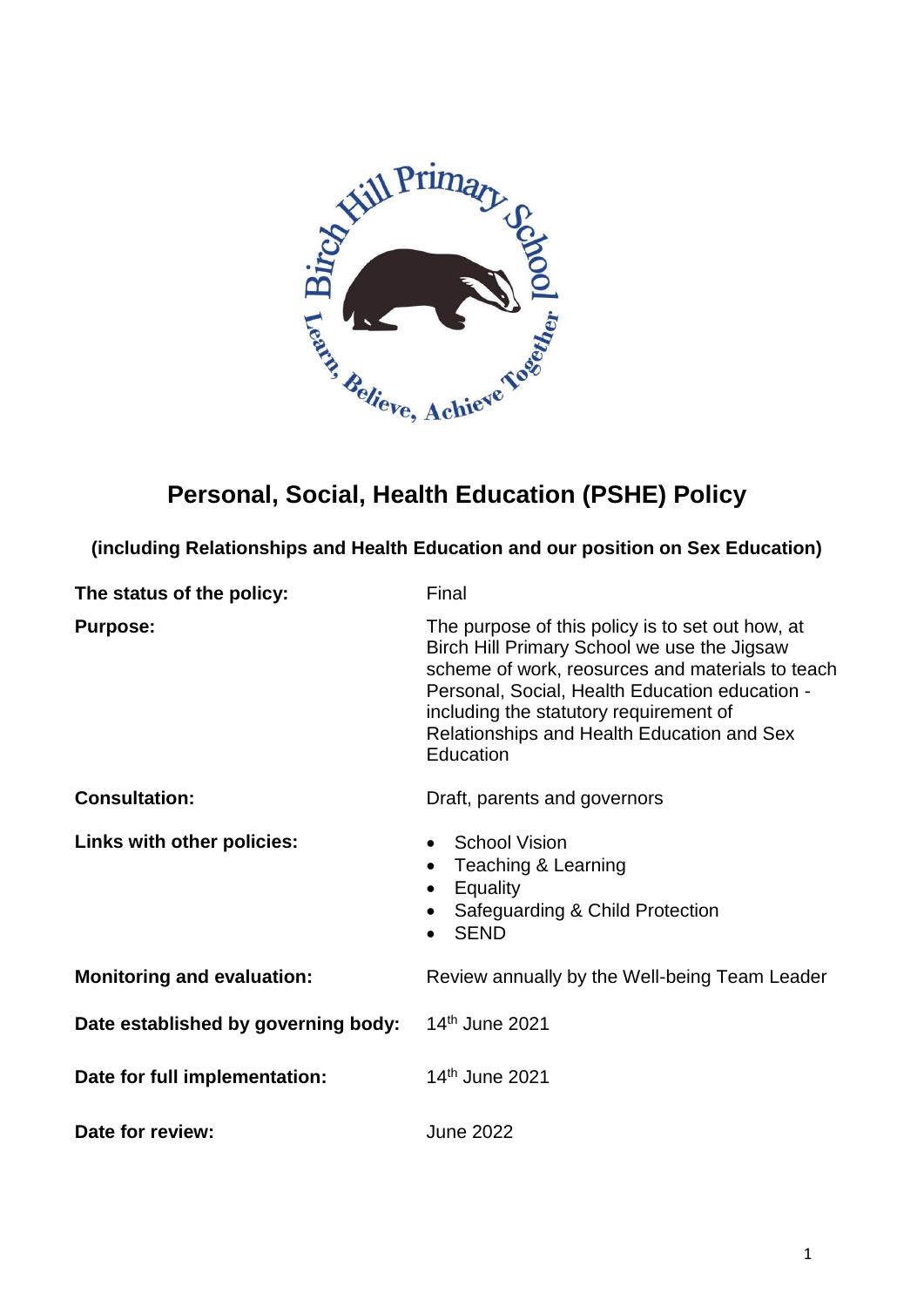# Personal, Social, Health Education (PSHE) Policy

**(including Relationships and Health Education and our position on Sex Education)**

| | |
|---|---|
| **The status of the policy:** | Final |
| **Purpose:** | The purpose of this policy is to set out how, at Birch Hill Primary School we use the Jigsaw scheme of work, reosurces and materials to teach Personal, Social, Health Education education - including the statutory requirement of Relationships and Health Education and Sex Education |
| **Consultation:** | Draft, parents and governors |
| **Links with other policies:** | • School Vision<br>• Teaching & Learning<br>• Equality<br>• Safeguarding & Child Protection<br>• SEND |
| **Monitoring and evaluation:** | Review annually by the Well-being Team Leader |
| **Date established by governing body:** | 14th June 2021 |
| **Date for full implementation:** | 14th June 2021 |
| **Date for review:** | June 2022 |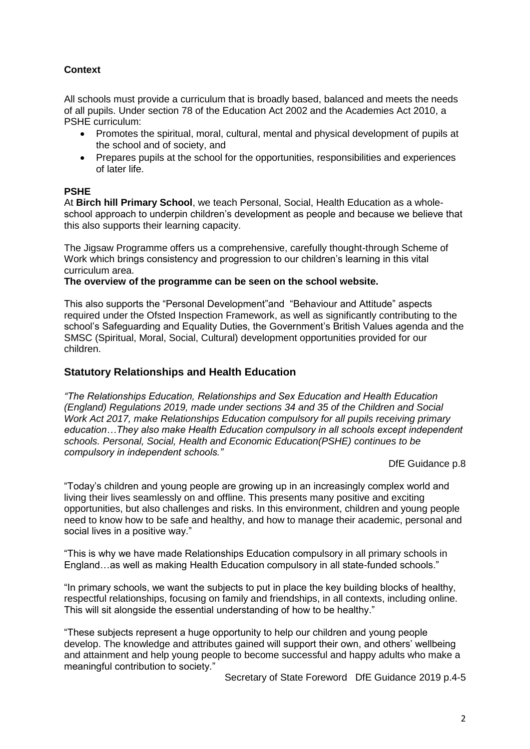**Context**

All schools must provide a curriculum that is broadly based, balanced and meets the needs of all pupils. Under section 78 of the Education Act 2002 and the Academies Act 2010, a PSHE curriculum:

- Promotes the spiritual, moral, cultural, mental and physical development of pupils at the school and of society, and
- Prepares pupils at the school for the opportunities, responsibilities and experiences of later life.

**PSHE**

At **Birch hill Primary School**, we teach Personal, Social, Health Education as a whole-school approach to underpin children's development as people and because we believe that this also supports their learning capacity.

The Jigsaw Programme offers us a comprehensive, carefully thought-through Scheme of Work which brings consistency and progression to our children's learning in this vital curriculum area.

**The overview of the programme can be seen on the school website.**

This also supports the "Personal Development"and "Behaviour and Attitude" aspects required under the Ofsted Inspection Framework, as well as significantly contributing to the school's Safeguarding and Equality Duties, the Government's British Values agenda and the SMSC (Spiritual, Moral, Social, Cultural) development opportunities provided for our children.

## Statutory Relationships and Health Education

*"The Relationships Education, Relationships and Sex Education and Health Education (England) Regulations 2019, made under sections 34 and 35 of the Children and Social Work Act 2017, make Relationships Education compulsory for all pupils receiving primary education…They also make Health Education compulsory in all schools except independent schools. Personal, Social, Health and Economic Education(PSHE) continues to be compulsory in independent schools."*

DfE Guidance p.8

"Today's children and young people are growing up in an increasingly complex world and living their lives seamlessly on and offline. This presents many positive and exciting opportunities, but also challenges and risks. In this environment, children and young people need to know how to be safe and healthy, and how to manage their academic, personal and social lives in a positive way."

"This is why we have made Relationships Education compulsory in all primary schools in England…as well as making Health Education compulsory in all state-funded schools."

"In primary schools, we want the subjects to put in place the key building blocks of healthy, respectful relationships, focusing on family and friendships, in all contexts, including online. This will sit alongside the essential understanding of how to be healthy."

"These subjects represent a huge opportunity to help our children and young people develop. The knowledge and attributes gained will support their own, and others' wellbeing and attainment and help young people to become successful and happy adults who make a meaningful contribution to society."

Secretary of State Foreword DfE Guidance 2019 p.4-5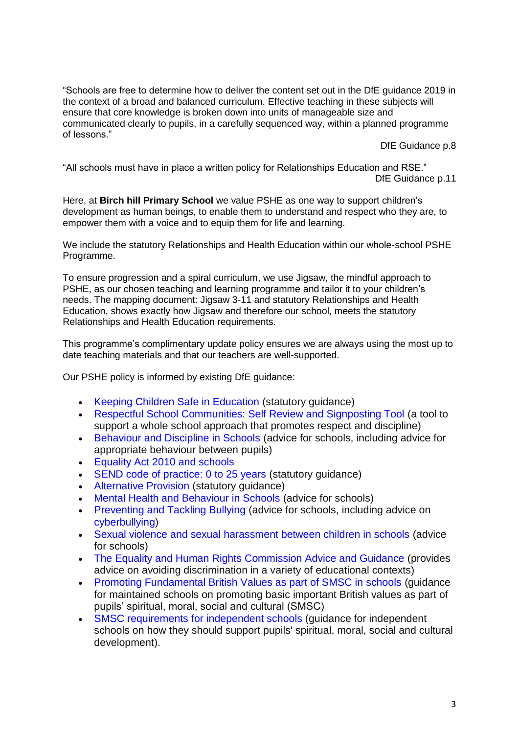"Schools are free to determine how to deliver the content set out in the DfE guidance 2019 in the context of a broad and balanced curriculum. Effective teaching in these subjects will ensure that core knowledge is broken down into units of manageable size and communicated clearly to pupils, in a carefully sequenced way, within a planned programme of lessons."

DfE Guidance p.8

"All schools must have in place a written policy for Relationships Education and RSE."

DfE Guidance p.11

Here, at **Birch hill Primary School** we value PSHE as one way to support children's development as human beings, to enable them to understand and respect who they are, to empower them with a voice and to equip them for life and learning.

We include the statutory Relationships and Health Education within our whole-school PSHE Programme.

To ensure progression and a spiral curriculum, we use Jigsaw, the mindful approach to PSHE, as our chosen teaching and learning programme and tailor it to your children's needs. The mapping document: Jigsaw 3-11 and statutory Relationships and Health Education, shows exactly how Jigsaw and therefore our school, meets the statutory Relationships and Health Education requirements.

This programme's complimentary update policy ensures we are always using the most up to date teaching materials and that our teachers are well-supported.

Our PSHE policy is informed by existing DfE guidance:

- Keeping Children Safe in Education (statutory guidance)
- Respectful School Communities: Self Review and Signposting Tool (a tool to support a whole school approach that promotes respect and discipline)
- Behaviour and Discipline in Schools (advice for schools, including advice for appropriate behaviour between pupils)
- Equality Act 2010 and schools
- SEND code of practice: 0 to 25 years (statutory guidance)
- Alternative Provision (statutory guidance)
- Mental Health and Behaviour in Schools (advice for schools)
- Preventing and Tackling Bullying (advice for schools, including advice on cyberbullying)
- Sexual violence and sexual harassment between children in schools (advice for schools)
- The Equality and Human Rights Commission Advice and Guidance (provides advice on avoiding discrimination in a variety of educational contexts)
- Promoting Fundamental British Values as part of SMSC in schools (guidance for maintained schools on promoting basic important British values as part of pupils' spiritual, moral, social and cultural (SMSC)
- SMSC requirements for independent schools (guidance for independent schools on how they should support pupils' spiritual, moral, social and cultural development).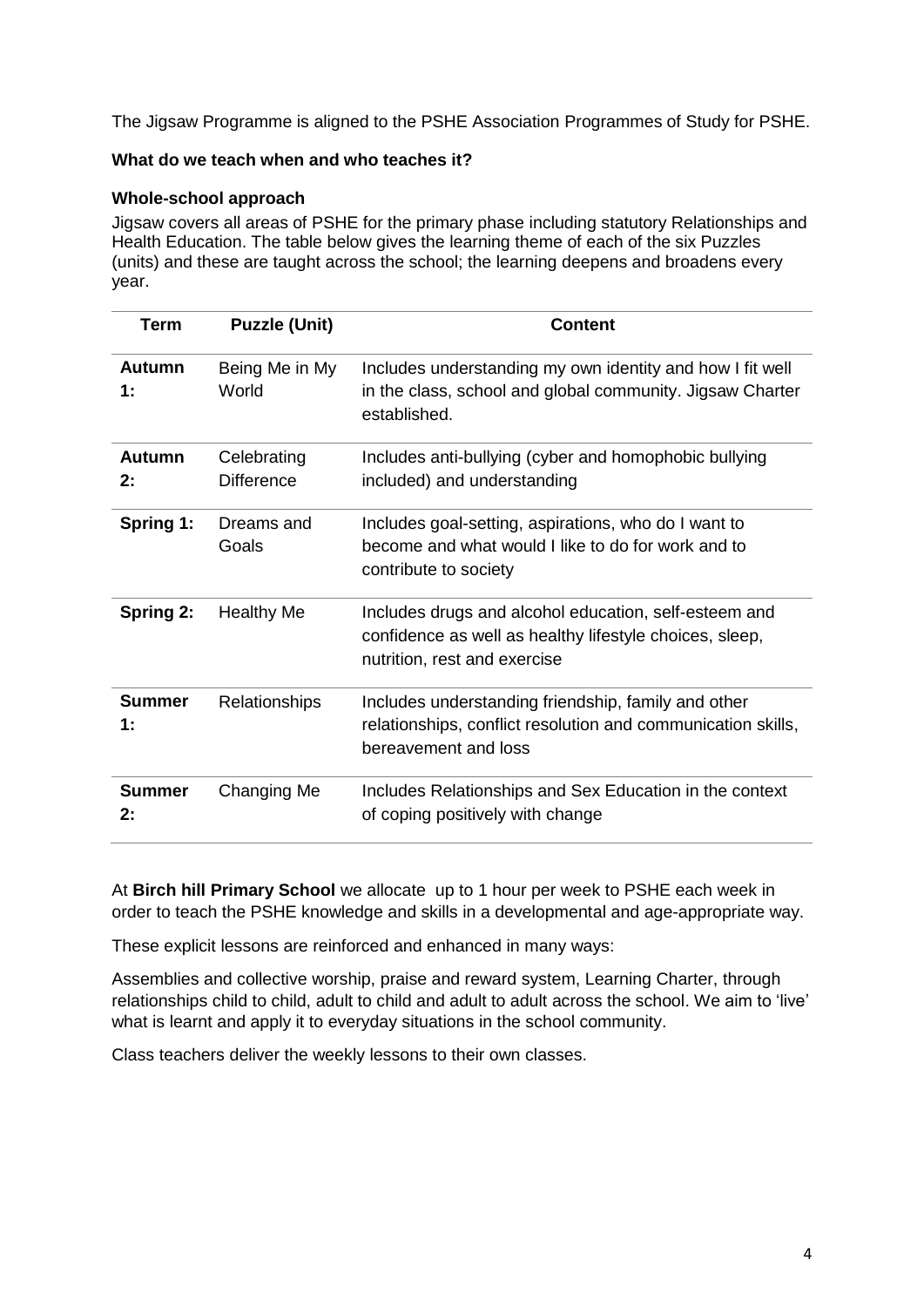The Jigsaw Programme is aligned to the PSHE Association Programmes of Study for PSHE.

**What do we teach when and who teaches it?**

**Whole-school approach**

Jigsaw covers all areas of PSHE for the primary phase including statutory Relationships and Health Education. The table below gives the learning theme of each of the six Puzzles (units) and these are taught across the school; the learning deepens and broadens every year.

| Term | Puzzle (Unit) | Content |
|---|---|---|
| **Autumn 1:** | Being Me in My World | Includes understanding my own identity and how I fit well in the class, school and global community. Jigsaw Charter established. |
| **Autumn 2:** | Celebrating Difference | Includes anti-bullying (cyber and homophobic bullying included) and understanding |
| **Spring 1:** | Dreams and Goals | Includes goal-setting, aspirations, who do I want to become and what would I like to do for work and to contribute to society |
| **Spring 2:** | Healthy Me | Includes drugs and alcohol education, self-esteem and confidence as well as healthy lifestyle choices, sleep, nutrition, rest and exercise |
| **Summer 1:** | Relationships | Includes understanding friendship, family and other relationships, conflict resolution and communication skills, bereavement and loss |
| **Summer 2:** | Changing Me | Includes Relationships and Sex Education in the context of coping positively with change |

At **Birch hill Primary School** we allocate up to 1 hour per week to PSHE each week in order to teach the PSHE knowledge and skills in a developmental and age-appropriate way.

These explicit lessons are reinforced and enhanced in many ways:

Assemblies and collective worship, praise and reward system, Learning Charter, through relationships child to child, adult to child and adult to adult across the school. We aim to 'live' what is learnt and apply it to everyday situations in the school community.

Class teachers deliver the weekly lessons to their own classes.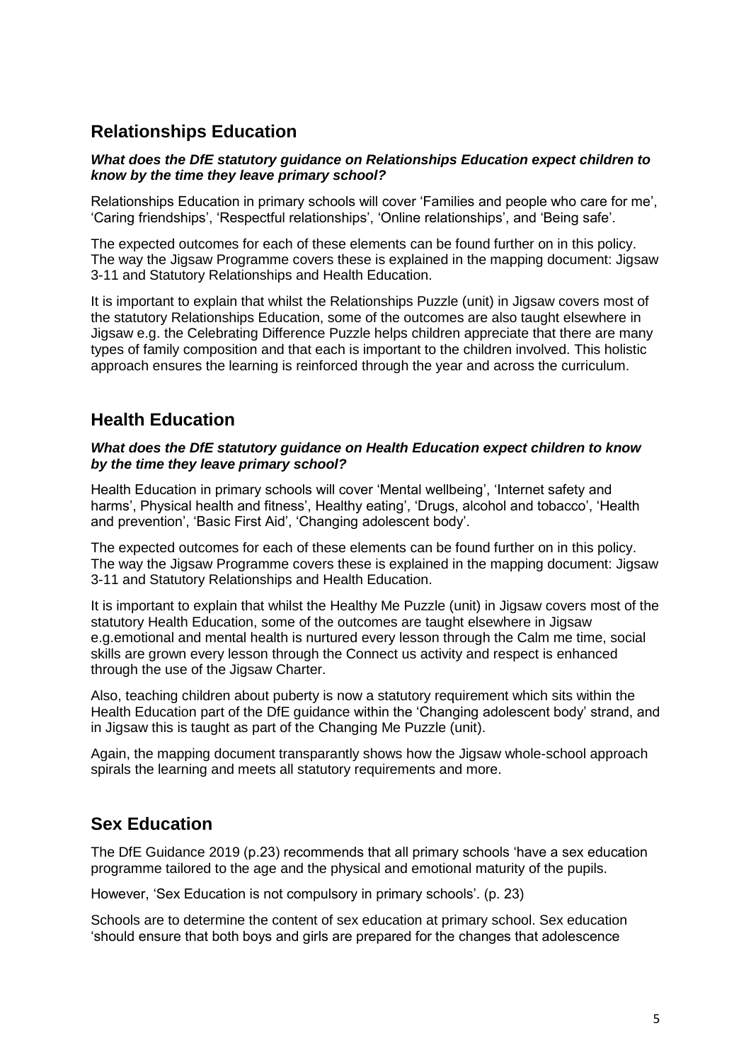## Relationships Education

***What does the DfE statutory guidance on Relationships Education expect children to know by the time they leave primary school?***

Relationships Education in primary schools will cover 'Families and people who care for me', 'Caring friendships', 'Respectful relationships', 'Online relationships', and 'Being safe'.

The expected outcomes for each of these elements can be found further on in this policy. The way the Jigsaw Programme covers these is explained in the mapping document: Jigsaw 3-11 and Statutory Relationships and Health Education.

It is important to explain that whilst the Relationships Puzzle (unit) in Jigsaw covers most of the statutory Relationships Education, some of the outcomes are also taught elsewhere in Jigsaw e.g. the Celebrating Difference Puzzle helps children appreciate that there are many types of family composition and that each is important to the children involved. This holistic approach ensures the learning is reinforced through the year and across the curriculum.

## Health Education

***What does the DfE statutory guidance on Health Education expect children to know by the time they leave primary school?***

Health Education in primary schools will cover 'Mental wellbeing', 'Internet safety and harms', Physical health and fitness', Healthy eating', 'Drugs, alcohol and tobacco', 'Health and prevention', 'Basic First Aid', 'Changing adolescent body'.

The expected outcomes for each of these elements can be found further on in this policy. The way the Jigsaw Programme covers these is explained in the mapping document: Jigsaw 3-11 and Statutory Relationships and Health Education.

It is important to explain that whilst the Healthy Me Puzzle (unit) in Jigsaw covers most of the statutory Health Education, some of the outcomes are taught elsewhere in Jigsaw e.g.emotional and mental health is nurtured every lesson through the Calm me time, social skills are grown every lesson through the Connect us activity and respect is enhanced through the use of the Jigsaw Charter.

Also, teaching children about puberty is now a statutory requirement which sits within the Health Education part of the DfE guidance within the 'Changing adolescent body' strand, and in Jigsaw this is taught as part of the Changing Me Puzzle (unit).

Again, the mapping document transparantly shows how the Jigsaw whole-school approach spirals the learning and meets all statutory requirements and more.

## Sex Education

The DfE Guidance 2019 (p.23) recommends that all primary schools 'have a sex education programme tailored to the age and the physical and emotional maturity of the pupils.

However, 'Sex Education is not compulsory in primary schools'. (p. 23)

Schools are to determine the content of sex education at primary school. Sex education 'should ensure that both boys and girls are prepared for the changes that adolescence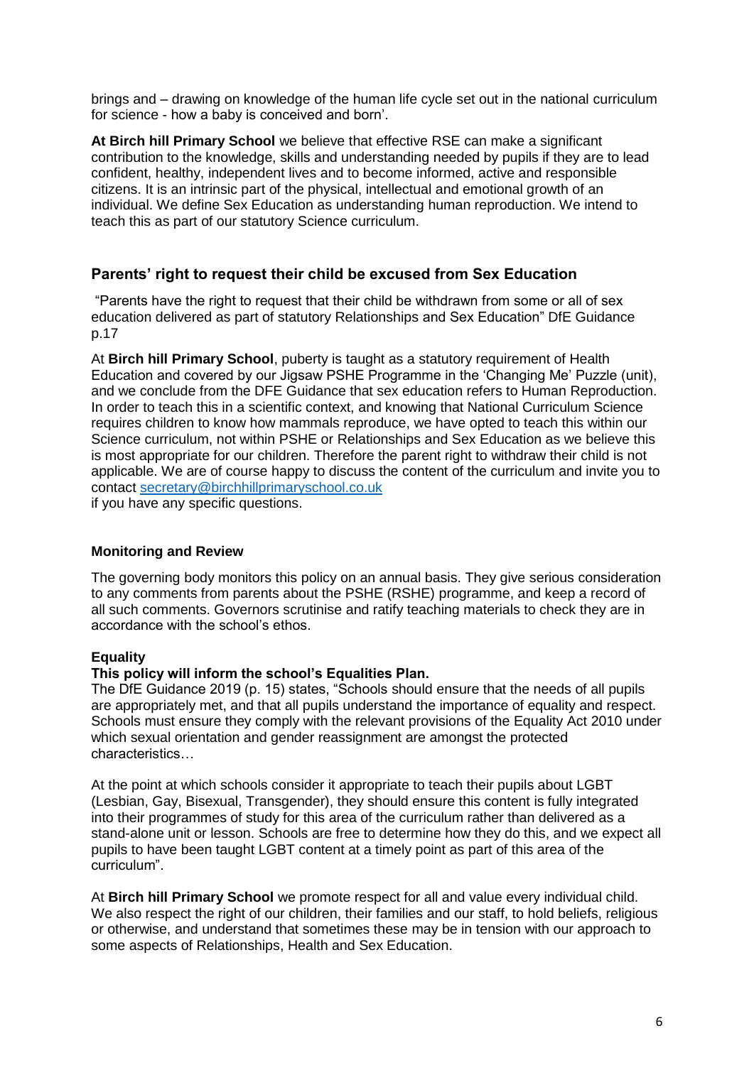brings and – drawing on knowledge of the human life cycle set out in the national curriculum for science - how a baby is conceived and born'.

**At Birch hill Primary School** we believe that effective RSE can make a significant contribution to the knowledge, skills and understanding needed by pupils if they are to lead confident, healthy, independent lives and to become informed, active and responsible citizens. It is an intrinsic part of the physical, intellectual and emotional growth of an individual. We define Sex Education as understanding human reproduction. We intend to teach this as part of our statutory Science curriculum.

## Parents' right to request their child be excused from Sex Education

"Parents have the right to request that their child be withdrawn from some or all of sex education delivered as part of statutory Relationships and Sex Education" DfE Guidance p.17

At **Birch hill Primary School**, puberty is taught as a statutory requirement of Health Education and covered by our Jigsaw PSHE Programme in the 'Changing Me' Puzzle (unit), and we conclude from the DFE Guidance that sex education refers to Human Reproduction. In order to teach this in a scientific context, and knowing that National Curriculum Science requires children to know how mammals reproduce, we have opted to teach this within our Science curriculum, not within PSHE or Relationships and Sex Education as we believe this is most appropriate for our children. Therefore the parent right to withdraw their child is not applicable. We are of course happy to discuss the content of the curriculum and invite you to contact [secretary@birchhillprimaryschool.co.uk](mailto:secretary@birchhillprimaryschool.co.uk)
if you have any specific questions.

### Monitoring and Review

The governing body monitors this policy on an annual basis. They give serious consideration to any comments from parents about the PSHE (RSHE) programme, and keep a record of all such comments. Governors scrutinise and ratify teaching materials to check they are in accordance with the school's ethos.

### Equality

**This policy will inform the school's Equalities Plan.**

The DfE Guidance 2019 (p. 15) states, "Schools should ensure that the needs of all pupils are appropriately met, and that all pupils understand the importance of equality and respect. Schools must ensure they comply with the relevant provisions of the Equality Act 2010 under which sexual orientation and gender reassignment are amongst the protected characteristics…

At the point at which schools consider it appropriate to teach their pupils about LGBT (Lesbian, Gay, Bisexual, Transgender), they should ensure this content is fully integrated into their programmes of study for this area of the curriculum rather than delivered as a stand-alone unit or lesson. Schools are free to determine how they do this, and we expect all pupils to have been taught LGBT content at a timely point as part of this area of the curriculum".

At **Birch hill Primary School** we promote respect for all and value every individual child. We also respect the right of our children, their families and our staff, to hold beliefs, religious or otherwise, and understand that sometimes these may be in tension with our approach to some aspects of Relationships, Health and Sex Education.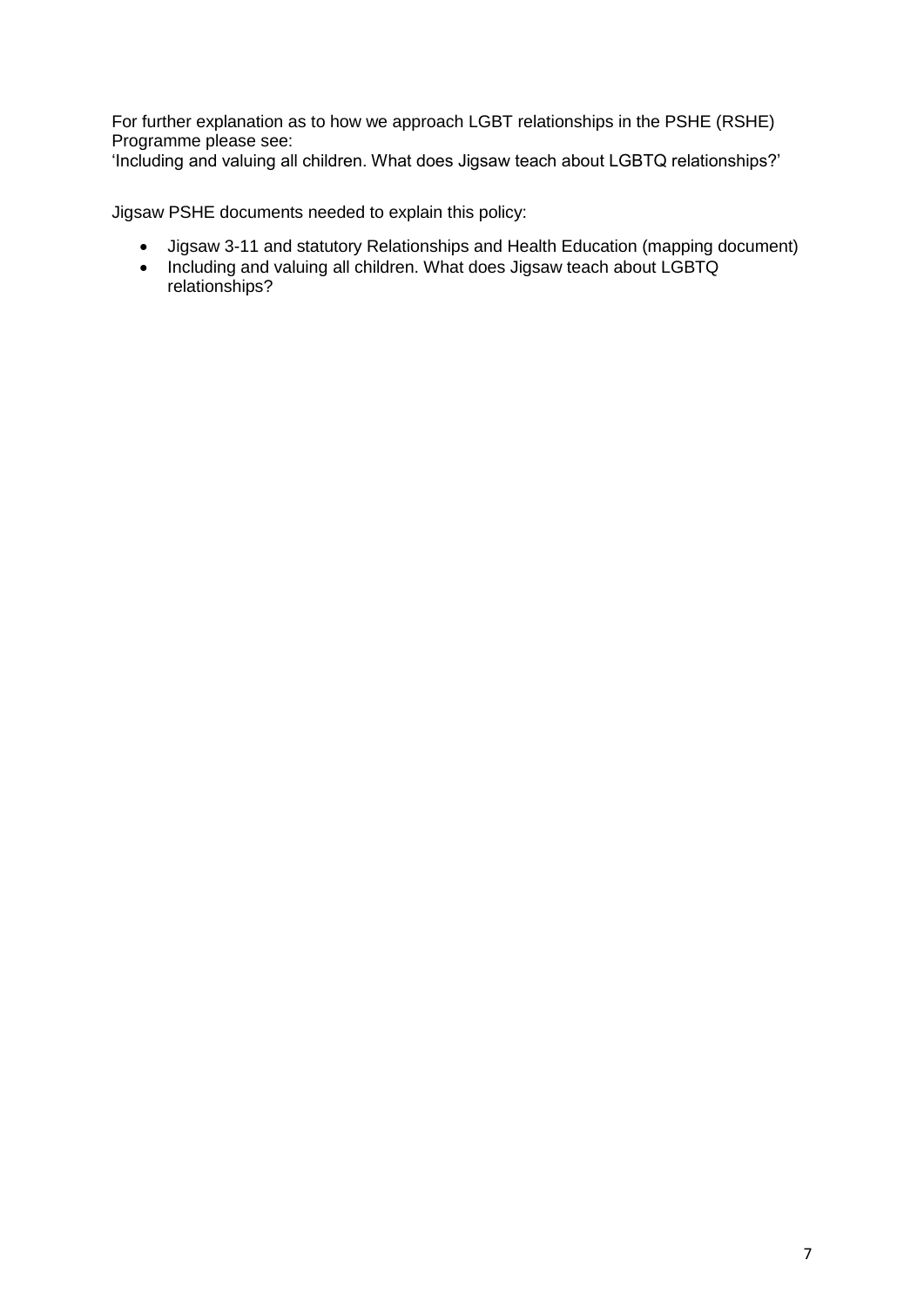For further explanation as to how we approach LGBT relationships in the PSHE (RSHE) Programme please see:
'Including and valuing all children. What does Jigsaw teach about LGBTQ relationships?'

Jigsaw PSHE documents needed to explain this policy:

- Jigsaw 3-11 and statutory Relationships and Health Education (mapping document)
- Including and valuing all children. What does Jigsaw teach about LGBTQ relationships?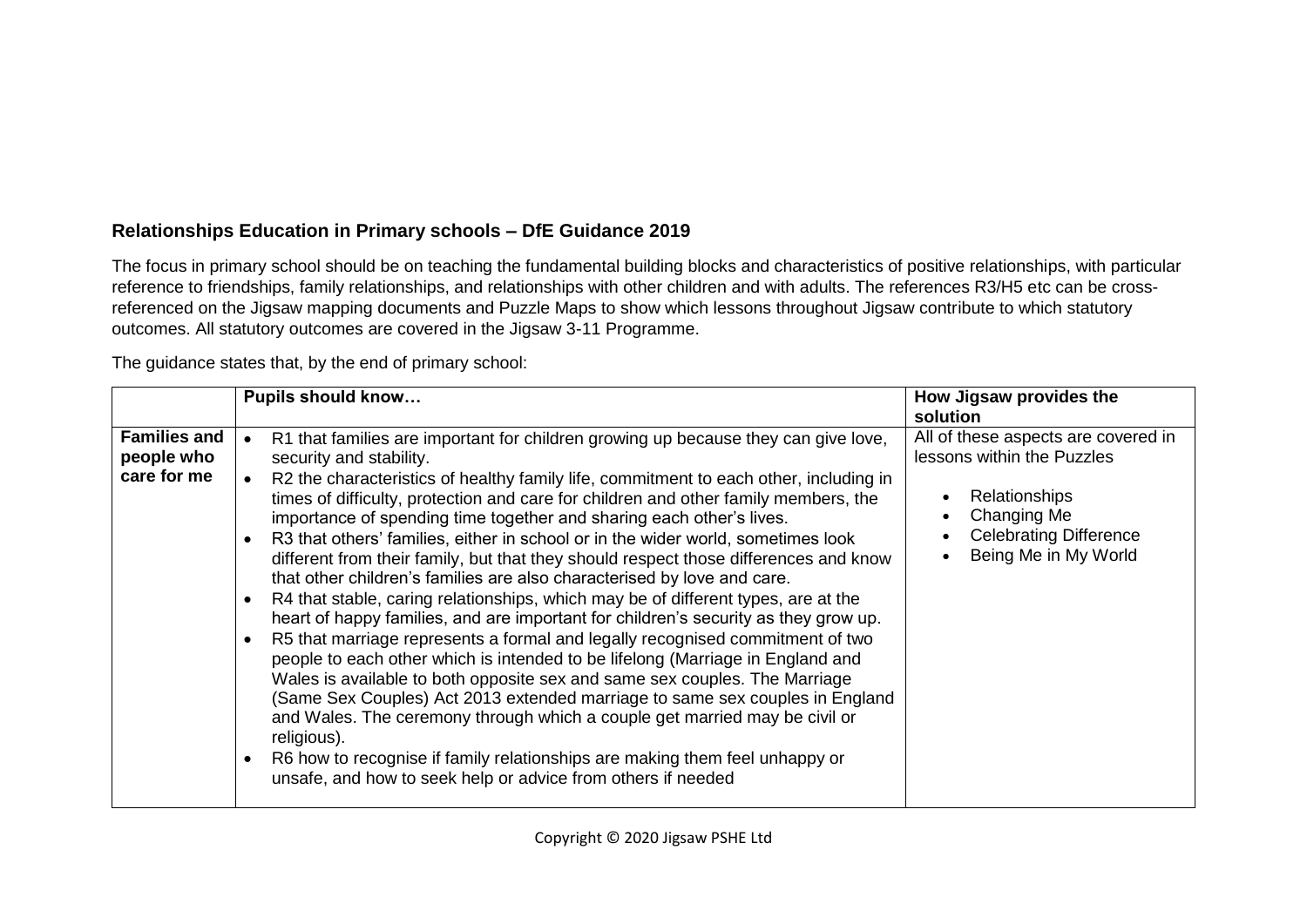**Relationships Education in Primary schools – DfE Guidance 2019**

The focus in primary school should be on teaching the fundamental building blocks and characteristics of positive relationships, with particular reference to friendships, family relationships, and relationships with other children and with adults. The references R3/H5 etc can be cross-referenced on the Jigsaw mapping documents and Puzzle Maps to show which lessons throughout Jigsaw contribute to which statutory outcomes. All statutory outcomes are covered in the Jigsaw 3-11 Programme.

The guidance states that, by the end of primary school:

| | **Pupils should know…** | **How Jigsaw provides the solution** |
|---|---|---|
| **Families and people who care for me** | • R1 that families are important for children growing up because they can give love, security and stability.<br>• R2 the characteristics of healthy family life, commitment to each other, including in times of difficulty, protection and care for children and other family members, the importance of spending time together and sharing each other's lives.<br>• R3 that others' families, either in school or in the wider world, sometimes look different from their family, but that they should respect those differences and know that other children's families are also characterised by love and care.<br>• R4 that stable, caring relationships, which may be of different types, are at the heart of happy families, and are important for children's security as they grow up.<br>• R5 that marriage represents a formal and legally recognised commitment of two people to each other which is intended to be lifelong (Marriage in England and Wales is available to both opposite sex and same sex couples. The Marriage (Same Sex Couples) Act 2013 extended marriage to same sex couples in England and Wales. The ceremony through which a couple get married may be civil or religious).<br>• R6 how to recognise if family relationships are making them feel unhappy or unsafe, and how to seek help or advice from others if needed | All of these aspects are covered in lessons within the Puzzles<br><br>• Relationships<br>• Changing Me<br>• Celebrating Difference<br>• Being Me in My World |

Copyright © 2020 Jigsaw PSHE Ltd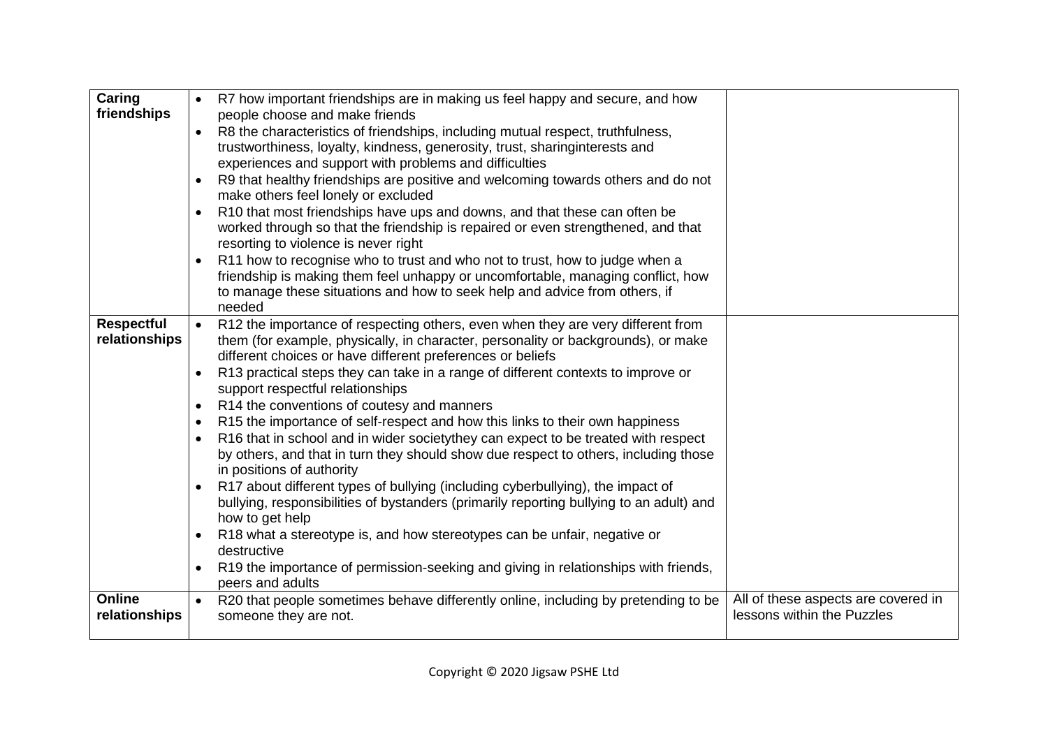| | | |
|---|---|---|
| **Caring friendships** | • R7 how important friendships are in making us feel happy and secure, and how people choose and make friends<br>• R8 the characteristics of friendships, including mutual respect, truthfulness, trustworthiness, loyalty, kindness, generosity, trust, sharinginterests and experiences and support with problems and difficulties<br>• R9 that healthy friendships are positive and welcoming towards others and do not make others feel lonely or excluded<br>• R10 that most friendships have ups and downs, and that these can often be worked through so that the friendship is repaired or even strengthened, and that resorting to violence is never right<br>• R11 how to recognise who to trust and who not to trust, how to judge when a friendship is making them feel unhappy or uncomfortable, managing conflict, how to manage these situations and how to seek help and advice from others, if needed | |
| **Respectful relationships** | • R12 the importance of respecting others, even when they are very different from them (for example, physically, in character, personality or backgrounds), or make different choices or have different preferences or beliefs<br>• R13 practical steps they can take in a range of different contexts to improve or support respectful relationships<br>• R14 the conventions of coutesy and manners<br>• R15 the importance of self-respect and how this links to their own happiness<br>• R16 that in school and in wider societythey can expect to be treated with respect by others, and that in turn they should show due respect to others, including those in positions of authority<br>• R17 about different types of bullying (including cyberbullying), the impact of bullying, responsibilities of bystanders (primarily reporting bullying to an adult) and how to get help<br>• R18 what a stereotype is, and how stereotypes can be unfair, negative or destructive<br>• R19 the importance of permission-seeking and giving in relationships with friends, peers and adults | |
| **Online relationships** | • R20 that people sometimes behave differently online, including by pretending to be someone they are not. | All of these aspects are covered in lessons within the Puzzles |

Copyright © 2020 Jigsaw PSHE Ltd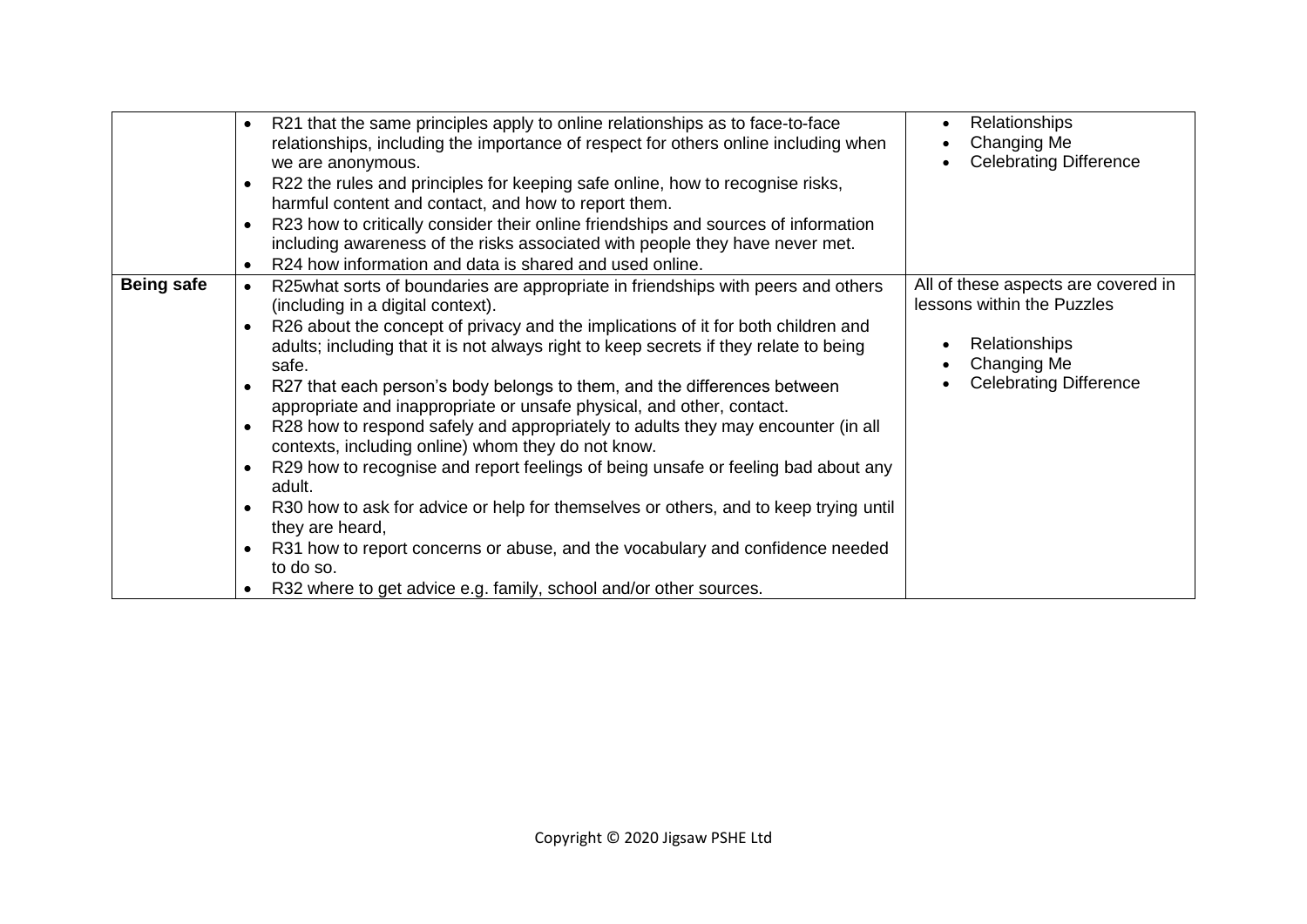| | | |
|---|---|---|
| | • R21 that the same principles apply to online relationships as to face-to-face relationships, including the importance of respect for others online including when we are anonymous.<br>• R22 the rules and principles for keeping safe online, how to recognise risks, harmful content and contact, and how to report them.<br>• R23 how to critically consider their online friendships and sources of information including awareness of the risks associated with people they have never met.<br>• R24 how information and data is shared and used online. | • Relationships<br>• Changing Me<br>• Celebrating Difference |
| **Being safe** | • R25what sorts of boundaries are appropriate in friendships with peers and others (including in a digital context).<br>• R26 about the concept of privacy and the implications of it for both children and adults; including that it is not always right to keep secrets if they relate to being safe.<br>• R27 that each person's body belongs to them, and the differences between appropriate and inappropriate or unsafe physical, and other, contact.<br>• R28 how to respond safely and appropriately to adults they may encounter (in all contexts, including online) whom they do not know.<br>• R29 how to recognise and report feelings of being unsafe or feeling bad about any adult.<br>• R30 how to ask for advice or help for themselves or others, and to keep trying until they are heard,<br>• R31 how to report concerns or abuse, and the vocabulary and confidence needed to do so.<br>• R32 where to get advice e.g. family, school and/or other sources. | All of these aspects are covered in lessons within the Puzzles<br><br>• Relationships<br>• Changing Me<br>• Celebrating Difference |

Copyright © 2020 Jigsaw PSHE Ltd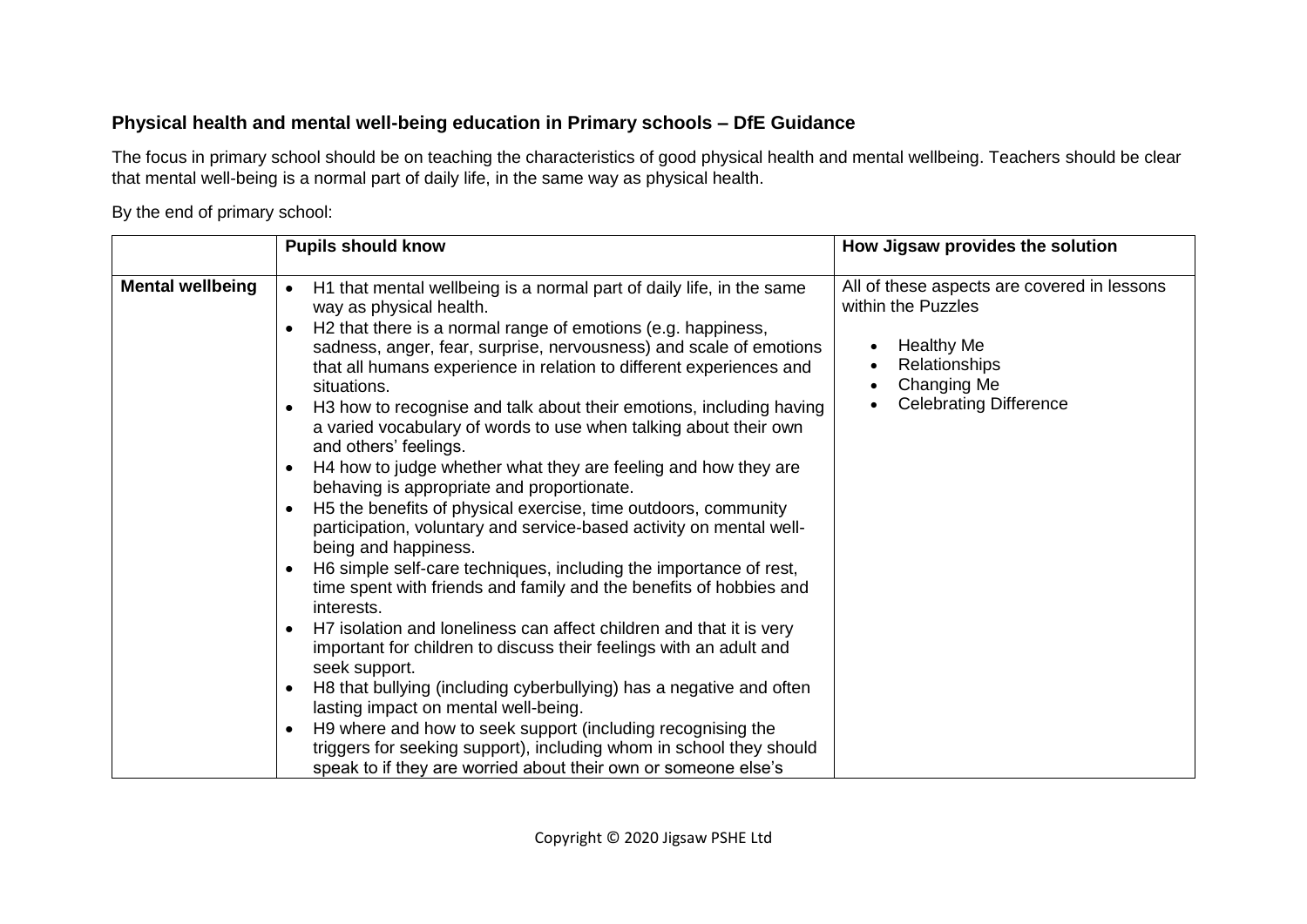**Physical health and mental well-being education in Primary schools – DfE Guidance**

The focus in primary school should be on teaching the characteristics of good physical health and mental wellbeing. Teachers should be clear that mental well-being is a normal part of daily life, in the same way as physical health.

By the end of primary school:

| | Pupils should know | How Jigsaw provides the solution |
|---|---|---|
| **Mental wellbeing** | • H1 that mental wellbeing is a normal part of daily life, in the same way as physical health.<br>• H2 that there is a normal range of emotions (e.g. happiness, sadness, anger, fear, surprise, nervousness) and scale of emotions that all humans experience in relation to different experiences and situations.<br>• H3 how to recognise and talk about their emotions, including having a varied vocabulary of words to use when talking about their own and others' feelings.<br>• H4 how to judge whether what they are feeling and how they are behaving is appropriate and proportionate.<br>• H5 the benefits of physical exercise, time outdoors, community participation, voluntary and service-based activity on mental well-being and happiness.<br>• H6 simple self-care techniques, including the importance of rest, time spent with friends and family and the benefits of hobbies and interests.<br>• H7 isolation and loneliness can affect children and that it is very important for children to discuss their feelings with an adult and seek support.<br>• H8 that bullying (including cyberbullying) has a negative and often lasting impact on mental well-being.<br>• H9 where and how to seek support (including recognising the triggers for seeking support), including whom in school they should speak to if they are worried about their own or someone else's | All of these aspects are covered in lessons within the Puzzles<br><br>• Healthy Me<br>• Relationships<br>• Changing Me<br>• Celebrating Difference |

Copyright © 2020 Jigsaw PSHE Ltd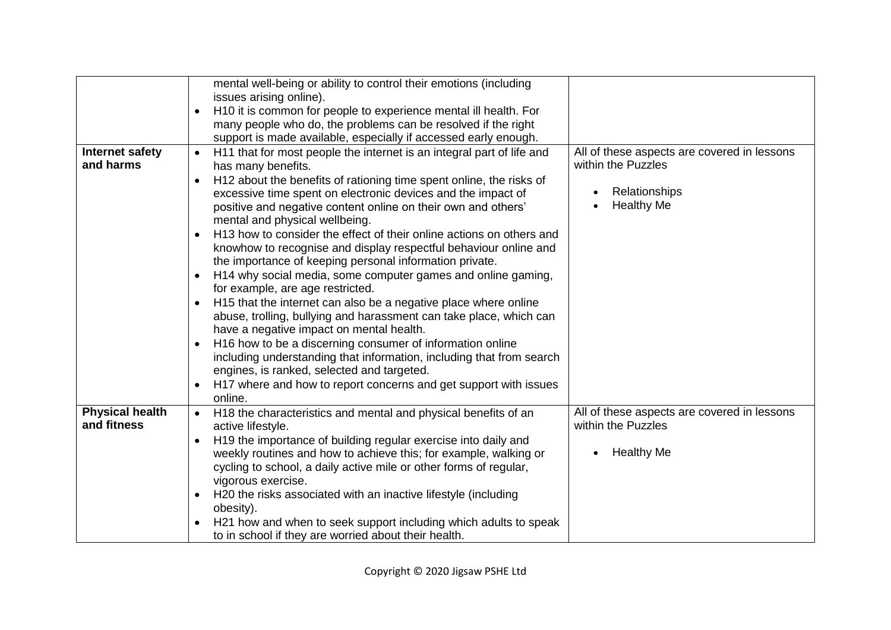| | | |
|---|---|---|
| | mental well-being or ability to control their emotions (including issues arising online).<br>• H10 it is common for people to experience mental ill health. For many people who do, the problems can be resolved if the right support is made available, especially if accessed early enough. | |
| **Internet safety and harms** | • H11 that for most people the internet is an integral part of life and has many benefits.<br>• H12 about the benefits of rationing time spent online, the risks of excessive time spent on electronic devices and the impact of positive and negative content online on their own and others' mental and physical wellbeing.<br>• H13 how to consider the effect of their online actions on others and knowhow to recognise and display respectful behaviour online and the importance of keeping personal information private.<br>• H14 why social media, some computer games and online gaming, for example, are age restricted.<br>• H15 that the internet can also be a negative place where online abuse, trolling, bullying and harassment can take place, which can have a negative impact on mental health.<br>• H16 how to be a discerning consumer of information online including understanding that information, including that from search engines, is ranked, selected and targeted.<br>• H17 where and how to report concerns and get support with issues online. | All of these aspects are covered in lessons within the Puzzles<br><br>• Relationships<br>• Healthy Me |
| **Physical health and fitness** | • H18 the characteristics and mental and physical benefits of an active lifestyle.<br>• H19 the importance of building regular exercise into daily and weekly routines and how to achieve this; for example, walking or cycling to school, a daily active mile or other forms of regular, vigorous exercise.<br>• H20 the risks associated with an inactive lifestyle (including obesity).<br>• H21 how and when to seek support including which adults to speak to in school if they are worried about their health. | All of these aspects are covered in lessons within the Puzzles<br><br>• Healthy Me |

Copyright © 2020 Jigsaw PSHE Ltd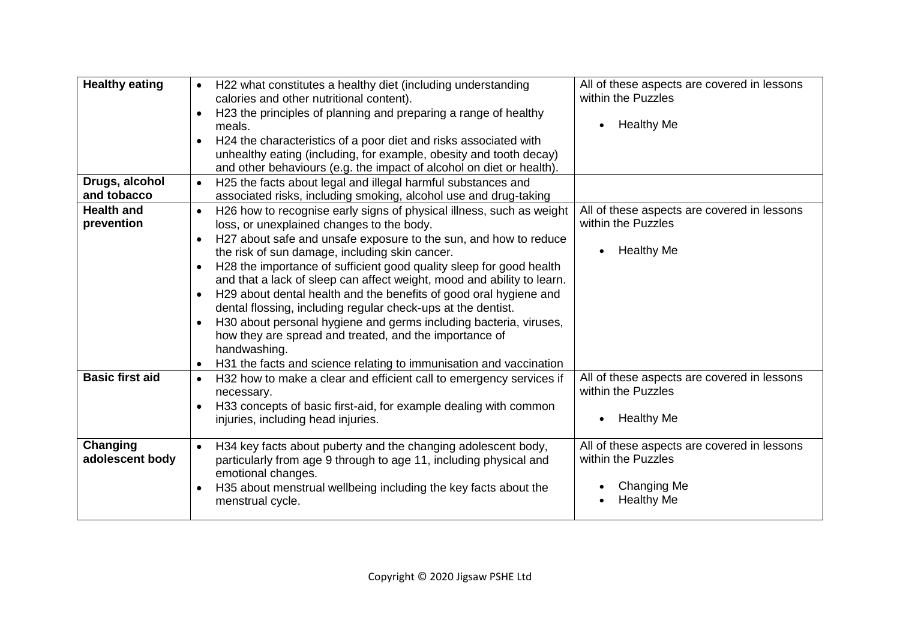| | | |
|---|---|---|
| **Healthy eating** | • H22 what constitutes a healthy diet (including understanding calories and other nutritional content).<br>• H23 the principles of planning and preparing a range of healthy meals.<br>• H24 the characteristics of a poor diet and risks associated with unhealthy eating (including, for example, obesity and tooth decay) and other behaviours (e.g. the impact of alcohol on diet or health). | All of these aspects are covered in lessons within the Puzzles<br>• Healthy Me |
| **Drugs, alcohol and tobacco** | • H25 the facts about legal and illegal harmful substances and associated risks, including smoking, alcohol use and drug-taking | |
| **Health and prevention** | • H26 how to recognise early signs of physical illness, such as weight loss, or unexplained changes to the body.<br>• H27 about safe and unsafe exposure to the sun, and how to reduce the risk of sun damage, including skin cancer.<br>• H28 the importance of sufficient good quality sleep for good health and that a lack of sleep can affect weight, mood and ability to learn.<br>• H29 about dental health and the benefits of good oral hygiene and dental flossing, including regular check-ups at the dentist.<br>• H30 about personal hygiene and germs including bacteria, viruses, how they are spread and treated, and the importance of handwashing.<br>• H31 the facts and science relating to immunisation and vaccination | All of these aspects are covered in lessons within the Puzzles<br>• Healthy Me |
| **Basic first aid** | • H32 how to make a clear and efficient call to emergency services if necessary.<br>• H33 concepts of basic first-aid, for example dealing with common injuries, including head injuries. | All of these aspects are covered in lessons within the Puzzles<br>• Healthy Me |
| **Changing adolescent body** | • H34 key facts about puberty and the changing adolescent body, particularly from age 9 through to age 11, including physical and emotional changes.<br>• H35 about menstrual wellbeing including the key facts about the menstrual cycle. | All of these aspects are covered in lessons within the Puzzles<br>• Changing Me<br>• Healthy Me |

Copyright © 2020 Jigsaw PSHE Ltd